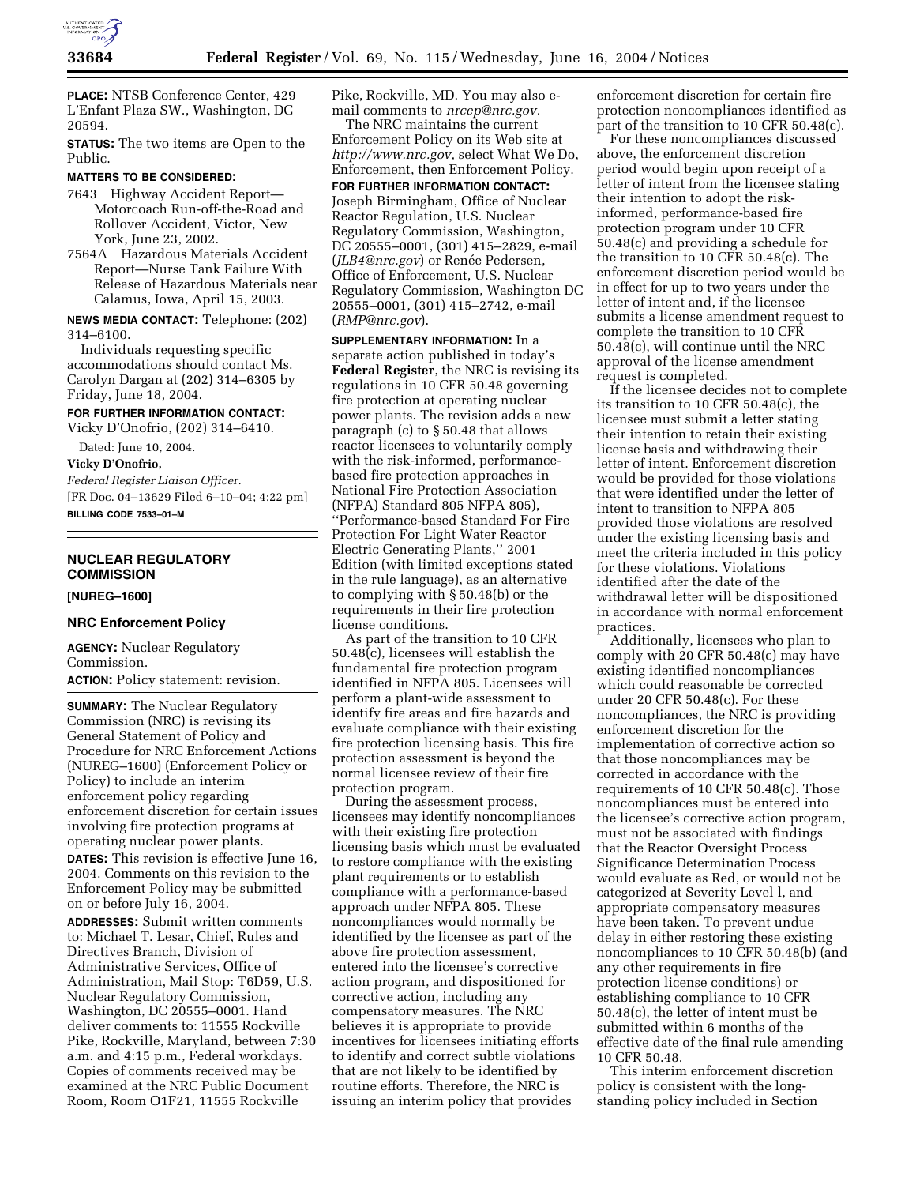**PLACE:** NTSB Conference Center, 429 L'Enfant Plaza SW., Washington, DC 20594.

**STATUS:** The two items are Open to the Public.

**MATTERS TO BE CONSIDERED:**

7643 Highway Accident Report—Motorcoach Run-off-the-Road and Rollover Accident, Victor, New York, June 23, 2002.

7564A Hazardous Materials Accident Report—Nurse Tank Failure With Release of Hazardous Materials near Calamus, Iowa, April 15, 2003.

**NEWS MEDIA CONTACT:** Telephone: (202) 314–6100.

Individuals requesting specific accommodations should contact Ms. Carolyn Dargan at (202) 314–6305 by Friday, June 18, 2004.

**FOR FURTHER INFORMATION CONTACT:** Vicky D'Onofrio, (202) 314–6410.

Dated: June 10, 2004.

**Vicky D'Onofrio,**

*Federal Register Liaison Officer.*

[FR Doc. 04–13629 Filed 6–10–04; 4:22 pm]

**BILLING CODE 7533–01–M**

---

## NUCLEAR REGULATORY COMMISSION

**[NUREG–1600]**

### NRC Enforcement Policy

**AGENCY:** Nuclear Regulatory Commission.

**ACTION:** Policy statement: revision.

**SUMMARY:** The Nuclear Regulatory Commission (NRC) is revising its General Statement of Policy and Procedure for NRC Enforcement Actions (NUREG–1600) (Enforcement Policy or Policy) to include an interim enforcement policy regarding enforcement discretion for certain issues involving fire protection programs at operating nuclear power plants.

**DATES:** This revision is effective June 16, 2004. Comments on this revision to the Enforcement Policy may be submitted on or before July 16, 2004.

**ADDRESSES:** Submit written comments to: Michael T. Lesar, Chief, Rules and Directives Branch, Division of Administrative Services, Office of Administration, Mail Stop: T6D59, U.S. Nuclear Regulatory Commission, Washington, DC 20555–0001. Hand deliver comments to: 11555 Rockville Pike, Rockville, Maryland, between 7:30 a.m. and 4:15 p.m., Federal workdays. Copies of comments received may be examined at the NRC Public Document Room, Room O1F21, 11555 Rockville Pike, Rockville, MD. You may also e-mail comments to *nrcep@nrc.gov.*

The NRC maintains the current Enforcement Policy on its Web site at *http://www.nrc.gov,* select What We Do, Enforcement, then Enforcement Policy.

**FOR FURTHER INFORMATION CONTACT:** Joseph Birmingham, Office of Nuclear Reactor Regulation, U.S. Nuclear Regulatory Commission, Washington, DC 20555–0001, (301) 415–2829, e-mail (*JLB4@nrc.gov*) or Renée Pedersen, Office of Enforcement, U.S. Nuclear Regulatory Commission, Washington DC 20555–0001, (301) 415–2742, e-mail (*RMP@nrc.gov*).

**SUPPLEMENTARY INFORMATION:** In a separate action published in today's **Federal Register**, the NRC is revising its regulations in 10 CFR 50.48 governing fire protection at operating nuclear power plants. The revision adds a new paragraph (c) to § 50.48 that allows reactor licensees to voluntarily comply with the risk-informed, performance-based fire protection approaches in National Fire Protection Association (NFPA) Standard 805 NFPA 805), ''Performance-based Standard For Fire Protection For Light Water Reactor Electric Generating Plants,'' 2001 Edition (with limited exceptions stated in the rule language), as an alternative to complying with § 50.48(b) or the requirements in their fire protection license conditions.

As part of the transition to 10 CFR 50.48(c), licensees will establish the fundamental fire protection program identified in NFPA 805. Licensees will perform a plant-wide assessment to identify fire areas and fire hazards and evaluate compliance with their existing fire protection licensing basis. This fire protection assessment is beyond the normal licensee review of their fire protection program.

During the assessment process, licensees may identify noncompliances with their existing fire protection licensing basis which must be evaluated to restore compliance with the existing plant requirements or to establish compliance with a performance-based approach under NFPA 805. These noncompliances would normally be identified by the licensee as part of the above fire protection assessment, entered into the licensee's corrective action program, and dispositioned for corrective action, including any compensatory measures. The NRC believes it is appropriate to provide incentives for licensees initiating efforts to identify and correct subtle violations that are not likely to be identified by routine efforts. Therefore, the NRC is issuing an interim policy that provides enforcement discretion for certain fire protection noncompliances identified as part of the transition to 10 CFR 50.48(c).

For these noncompliances discussed above, the enforcement discretion period would begin upon receipt of a letter of intent from the licensee stating their intention to adopt the risk-informed, performance-based fire protection program under 10 CFR 50.48(c) and providing a schedule for the transition to 10 CFR 50.48(c). The enforcement discretion period would be in effect for up to two years under the letter of intent and, if the licensee submits a license amendment request to complete the transition to 10 CFR 50.48(c), will continue until the NRC approval of the license amendment request is completed.

If the licensee decides not to complete its transition to 10 CFR 50.48(c), the licensee must submit a letter stating their intention to retain their existing license basis and withdrawing their letter of intent. Enforcement discretion would be provided for those violations that were identified under the letter of intent to transition to NFPA 805 provided those violations are resolved under the existing licensing basis and meet the criteria included in this policy for these violations. Violations identified after the date of the withdrawal letter will be dispositioned in accordance with normal enforcement practices.

Additionally, licensees who plan to comply with 20 CFR 50.48(c) may have existing identified noncompliances which could reasonable be corrected under 20 CFR 50.48(c). For these noncompliances, the NRC is providing enforcement discretion for the implementation of corrective action so that those noncompliances may be corrected in accordance with the requirements of 10 CFR 50.48(c). Those noncompliances must be entered into the licensee's corrective action program, must not be associated with findings that the Reactor Oversight Process Significance Determination Process would evaluate as Red, or would not be categorized at Severity Level l, and appropriate compensatory measures have been taken. To prevent undue delay in either restoring these existing noncompliances to 10 CFR 50.48(b) (and any other requirements in fire protection license conditions) or establishing compliance to 10 CFR 50.48(c), the letter of intent must be submitted within 6 months of the effective date of the final rule amending 10 CFR 50.48.

This interim enforcement discretion policy is consistent with the long-standing policy included in Section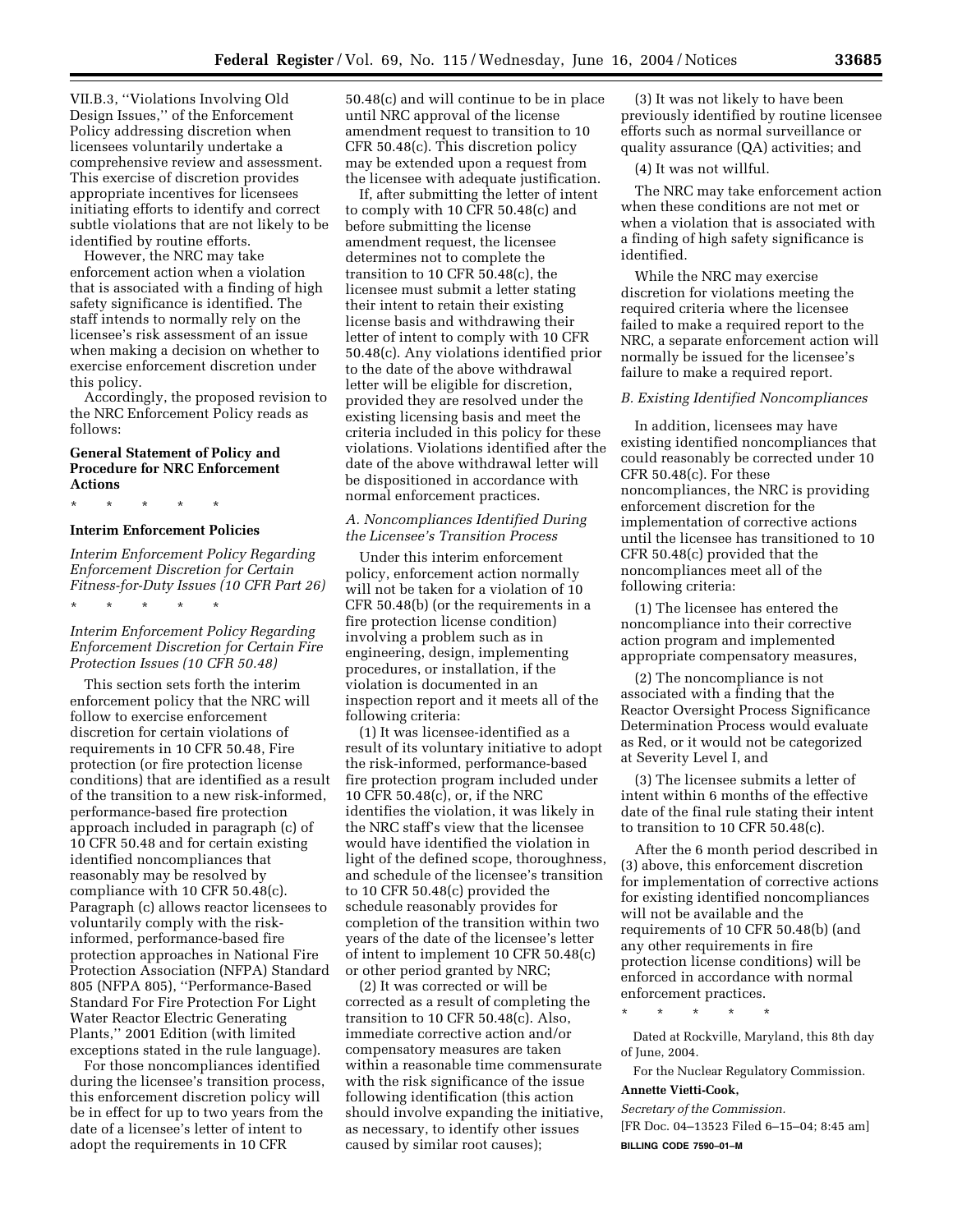VII.B.3, ''Violations Involving Old Design Issues,'' of the Enforcement Policy addressing discretion when licensees voluntarily undertake a comprehensive review and assessment. This exercise of discretion provides appropriate incentives for licensees initiating efforts to identify and correct subtle violations that are not likely to be identified by routine efforts.

However, the NRC may take enforcement action when a violation that is associated with a finding of high safety significance is identified. The staff intends to normally rely on the licensee's risk assessment of an issue when making a decision on whether to exercise enforcement discretion under this policy.

Accordingly, the proposed revision to the NRC Enforcement Policy reads as follows:

**General Statement of Policy and Procedure for NRC Enforcement Actions**

* * * * *

**Interim Enforcement Policies**

*Interim Enforcement Policy Regarding Enforcement Discretion for Certain Fitness-for-Duty Issues (10 CFR Part 26)*

* * * * *

*Interim Enforcement Policy Regarding Enforcement Discretion for Certain Fire Protection Issues (10 CFR 50.48)*

This section sets forth the interim enforcement policy that the NRC will follow to exercise enforcement discretion for certain violations of requirements in 10 CFR 50.48, Fire protection (or fire protection license conditions) that are identified as a result of the transition to a new risk-informed, performance-based fire protection approach included in paragraph (c) of 10 CFR 50.48 and for certain existing identified noncompliances that reasonably may be resolved by compliance with 10 CFR 50.48(c). Paragraph (c) allows reactor licensees to voluntarily comply with the risk-informed, performance-based fire protection approaches in National Fire Protection Association (NFPA) Standard 805 (NFPA 805), ''Performance-Based Standard For Fire Protection For Light Water Reactor Electric Generating Plants,'' 2001 Edition (with limited exceptions stated in the rule language).

For those noncompliances identified during the licensee's transition process, this enforcement discretion policy will be in effect for up to two years from the date of a licensee's letter of intent to adopt the requirements in 10 CFR 50.48(c) and will continue to be in place until NRC approval of the license amendment request to transition to 10 CFR 50.48(c). This discretion policy may be extended upon a request from the licensee with adequate justification.

If, after submitting the letter of intent to comply with 10 CFR 50.48(c) and before submitting the license amendment request, the licensee determines not to complete the transition to 10 CFR 50.48(c), the licensee must submit a letter stating their intent to retain their existing license basis and withdrawing their letter of intent to comply with 10 CFR 50.48(c). Any violations identified prior to the date of the above withdrawal letter will be eligible for discretion, provided they are resolved under the existing licensing basis and meet the criteria included in this policy for these violations. Violations identified after the date of the above withdrawal letter will be dispositioned in accordance with normal enforcement practices.

*A. Noncompliances Identified During the Licensee's Transition Process*

Under this interim enforcement policy, enforcement action normally will not be taken for a violation of 10 CFR 50.48(b) (or the requirements in a fire protection license condition) involving a problem such as in engineering, design, implementing procedures, or installation, if the violation is documented in an inspection report and it meets all of the following criteria:

(1) It was licensee-identified as a result of its voluntary initiative to adopt the risk-informed, performance-based fire protection program included under 10 CFR 50.48(c), or, if the NRC identifies the violation, it was likely in the NRC staff's view that the licensee would have identified the violation in light of the defined scope, thoroughness, and schedule of the licensee's transition to 10 CFR 50.48(c) provided the schedule reasonably provides for completion of the transition within two years of the date of the licensee's letter of intent to implement 10 CFR 50.48(c) or other period granted by NRC;

(2) It was corrected or will be corrected as a result of completing the transition to 10 CFR 50.48(c). Also, immediate corrective action and/or compensatory measures are taken within a reasonable time commensurate with the risk significance of the issue following identification (this action should involve expanding the initiative, as necessary, to identify other issues caused by similar root causes);

(3) It was not likely to have been previously identified by routine licensee efforts such as normal surveillance or quality assurance (QA) activities; and

(4) It was not willful.

The NRC may take enforcement action when these conditions are not met or when a violation that is associated with a finding of high safety significance is identified.

While the NRC may exercise discretion for violations meeting the required criteria where the licensee failed to make a required report to the NRC, a separate enforcement action will normally be issued for the licensee's failure to make a required report.

*B. Existing Identified Noncompliances*

In addition, licensees may have existing identified noncompliances that could reasonably be corrected under 10 CFR 50.48(c). For these noncompliances, the NRC is providing enforcement discretion for the implementation of corrective actions until the licensee has transitioned to 10 CFR 50.48(c) provided that the noncompliances meet all of the following criteria:

(1) The licensee has entered the noncompliance into their corrective action program and implemented appropriate compensatory measures,

(2) The noncompliance is not associated with a finding that the Reactor Oversight Process Significance Determination Process would evaluate as Red, or it would not be categorized at Severity Level I, and

(3) The licensee submits a letter of intent within 6 months of the effective date of the final rule stating their intent to transition to 10 CFR 50.48(c).

After the 6 month period described in (3) above, this enforcement discretion for implementation of corrective actions for existing identified noncompliances will not be available and the requirements of 10 CFR 50.48(b) (and any other requirements in fire protection license conditions) will be enforced in accordance with normal enforcement practices.

* * * * *

Dated at Rockville, Maryland, this 8th day of June, 2004.

For the Nuclear Regulatory Commission.

**Annette Vietti-Cook,**

*Secretary of the Commission.*

[FR Doc. 04–13523 Filed 6–15–04; 8:45 am]

**BILLING CODE 7590–01–M**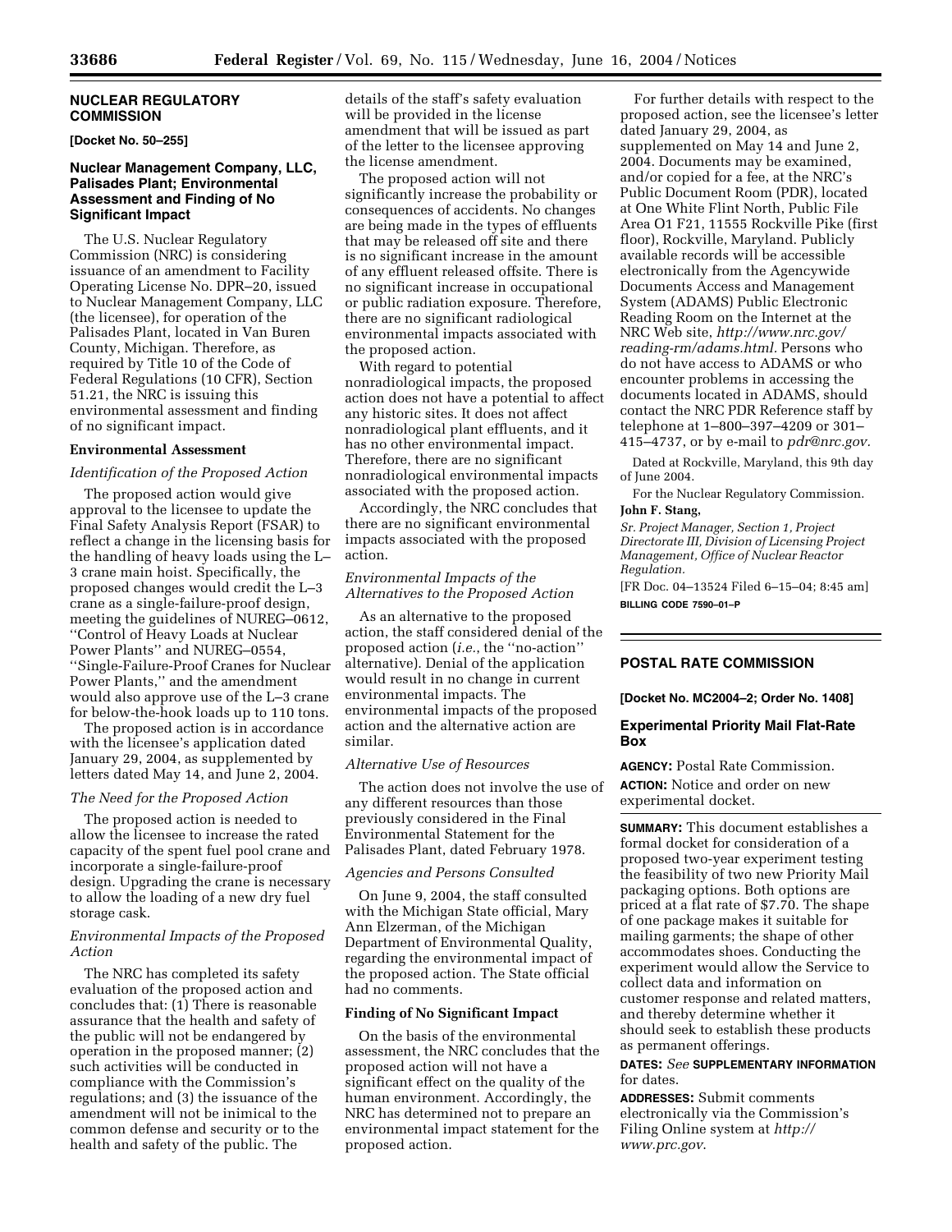## NUCLEAR REGULATORY COMMISSION

**[Docket No. 50–255]**

### Nuclear Management Company, LLC, Palisades Plant; Environmental Assessment and Finding of No Significant Impact

The U.S. Nuclear Regulatory Commission (NRC) is considering issuance of an amendment to Facility Operating License No. DPR–20, issued to Nuclear Management Company, LLC (the licensee), for operation of the Palisades Plant, located in Van Buren County, Michigan. Therefore, as required by Title 10 of the Code of Federal Regulations (10 CFR), Section 51.21, the NRC is issuing this environmental assessment and finding of no significant impact.

#### Environmental Assessment

*Identification of the Proposed Action*

The proposed action would give approval to the licensee to update the Final Safety Analysis Report (FSAR) to reflect a change in the licensing basis for the handling of heavy loads using the L–3 crane main hoist. Specifically, the proposed changes would credit the L–3 crane as a single-failure-proof design, meeting the guidelines of NUREG–0612, ''Control of Heavy Loads at Nuclear Power Plants'' and NUREG–0554, ''Single-Failure-Proof Cranes for Nuclear Power Plants,'' and the amendment would also approve use of the L–3 crane for below-the-hook loads up to 110 tons.

The proposed action is in accordance with the licensee's application dated January 29, 2004, as supplemented by letters dated May 14, and June 2, 2004.

*The Need for the Proposed Action*

The proposed action is needed to allow the licensee to increase the rated capacity of the spent fuel pool crane and incorporate a single-failure-proof design. Upgrading the crane is necessary to allow the loading of a new dry fuel storage cask.

*Environmental Impacts of the Proposed Action*

The NRC has completed its safety evaluation of the proposed action and concludes that: (1) There is reasonable assurance that the health and safety of the public will not be endangered by operation in the proposed manner; (2) such activities will be conducted in compliance with the Commission's regulations; and (3) the issuance of the amendment will not be inimical to the common defense and security or to the health and safety of the public. The details of the staff's safety evaluation will be provided in the license amendment that will be issued as part of the letter to the licensee approving the license amendment.

The proposed action will not significantly increase the probability or consequences of accidents. No changes are being made in the types of effluents that may be released off site and there is no significant increase in the amount of any effluent released offsite. There is no significant increase in occupational or public radiation exposure. Therefore, there are no significant radiological environmental impacts associated with the proposed action.

With regard to potential nonradiological impacts, the proposed action does not have a potential to affect any historic sites. It does not affect nonradiological plant effluents, and it has no other environmental impact. Therefore, there are no significant nonradiological environmental impacts associated with the proposed action.

Accordingly, the NRC concludes that there are no significant environmental impacts associated with the proposed action.

*Environmental Impacts of the Alternatives to the Proposed Action*

As an alternative to the proposed action, the staff considered denial of the proposed action (*i.e.*, the ''no-action'' alternative). Denial of the application would result in no change in current environmental impacts. The environmental impacts of the proposed action and the alternative action are similar.

*Alternative Use of Resources*

The action does not involve the use of any different resources than those previously considered in the Final Environmental Statement for the Palisades Plant, dated February 1978.

*Agencies and Persons Consulted*

On June 9, 2004, the staff consulted with the Michigan State official, Mary Ann Elzerman, of the Michigan Department of Environmental Quality, regarding the environmental impact of the proposed action. The State official had no comments.

#### Finding of No Significant Impact

On the basis of the environmental assessment, the NRC concludes that the proposed action will not have a significant effect on the quality of the human environment. Accordingly, the NRC has determined not to prepare an environmental impact statement for the proposed action.

For further details with respect to the proposed action, see the licensee's letter dated January 29, 2004, as supplemented on May 14 and June 2, 2004. Documents may be examined, and/or copied for a fee, at the NRC's Public Document Room (PDR), located at One White Flint North, Public File Area O1 F21, 11555 Rockville Pike (first floor), Rockville, Maryland. Publicly available records will be accessible electronically from the Agencywide Documents Access and Management System (ADAMS) Public Electronic Reading Room on the Internet at the NRC Web site, *http://www.nrc.gov/reading-rm/adams.html.* Persons who do not have access to ADAMS or who encounter problems in accessing the documents located in ADAMS, should contact the NRC PDR Reference staff by telephone at 1–800–397–4209 or 301–415–4737, or by e-mail to *pdr@nrc.gov.*

Dated at Rockville, Maryland, this 9th day of June 2004.

For the Nuclear Regulatory Commission.

**John F. Stang,**

*Sr. Project Manager, Section 1, Project Directorate III, Division of Licensing Project Management, Office of Nuclear Reactor Regulation.*

[FR Doc. 04–13524 Filed 6–15–04; 8:45 am]

**BILLING CODE 7590–01–P**

---

## POSTAL RATE COMMISSION

**[Docket No. MC2004–2; Order No. 1408]**

### Experimental Priority Mail Flat-Rate Box

**AGENCY:** Postal Rate Commission.

**ACTION:** Notice and order on new experimental docket.

**SUMMARY:** This document establishes a formal docket for consideration of a proposed two-year experiment testing the feasibility of two new Priority Mail packaging options. Both options are priced at a flat rate of $7.70. The shape of one package makes it suitable for mailing garments; the shape of other accommodates shoes. Conducting the experiment would allow the Service to collect data and information on customer response and related matters, and thereby determine whether it should seek to establish these products as permanent offerings.

**DATES:** *See* **SUPPLEMENTARY INFORMATION** for dates.

**ADDRESSES:** Submit comments electronically via the Commission's Filing Online system at *http://www.prc.gov*.